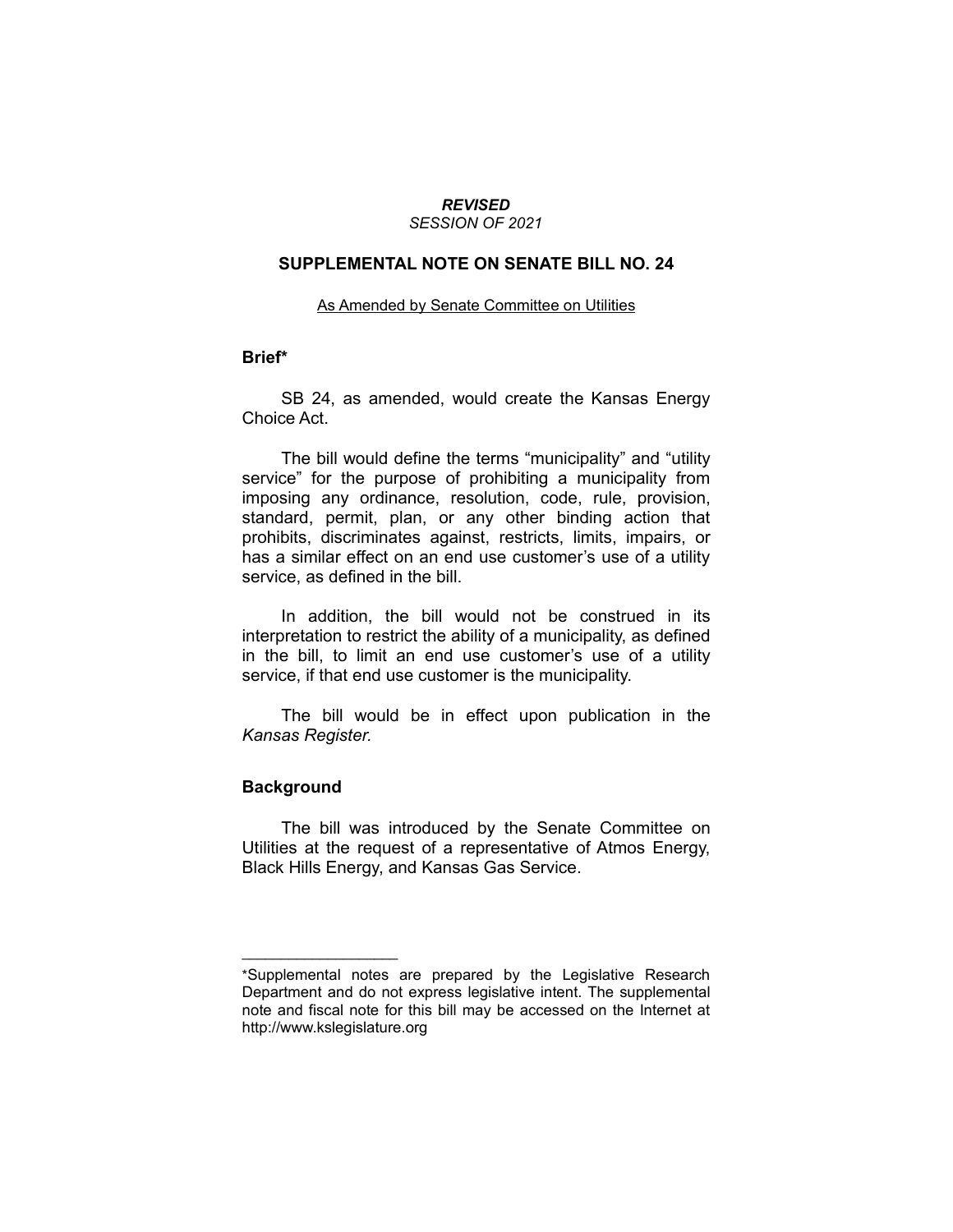***REVISED***
*SESSION OF 2021*

# SUPPLEMENTAL NOTE ON SENATE BILL NO. 24

As Amended by Senate Committee on Utilities

## Brief*

SB 24, as amended, would create the Kansas Energy Choice Act.

The bill would define the terms "municipality" and "utility service" for the purpose of prohibiting a municipality from imposing any ordinance, resolution, code, rule, provision, standard, permit, plan, or any other binding action that prohibits, discriminates against, restricts, limits, impairs, or has a similar effect on an end use customer's use of a utility service, as defined in the bill.

In addition, the bill would not be construed in its interpretation to restrict the ability of a municipality, as defined in the bill, to limit an end use customer's use of a utility service, if that end use customer is the municipality.

The bill would be in effect upon publication in the *Kansas Register.*

## Background

The bill was introduced by the Senate Committee on Utilities at the request of a representative of Atmos Energy, Black Hills Energy, and Kansas Gas Service.

---

*Supplemental notes are prepared by the Legislative Research Department and do not express legislative intent. The supplemental note and fiscal note for this bill may be accessed on the Internet at http://www.kslegislature.org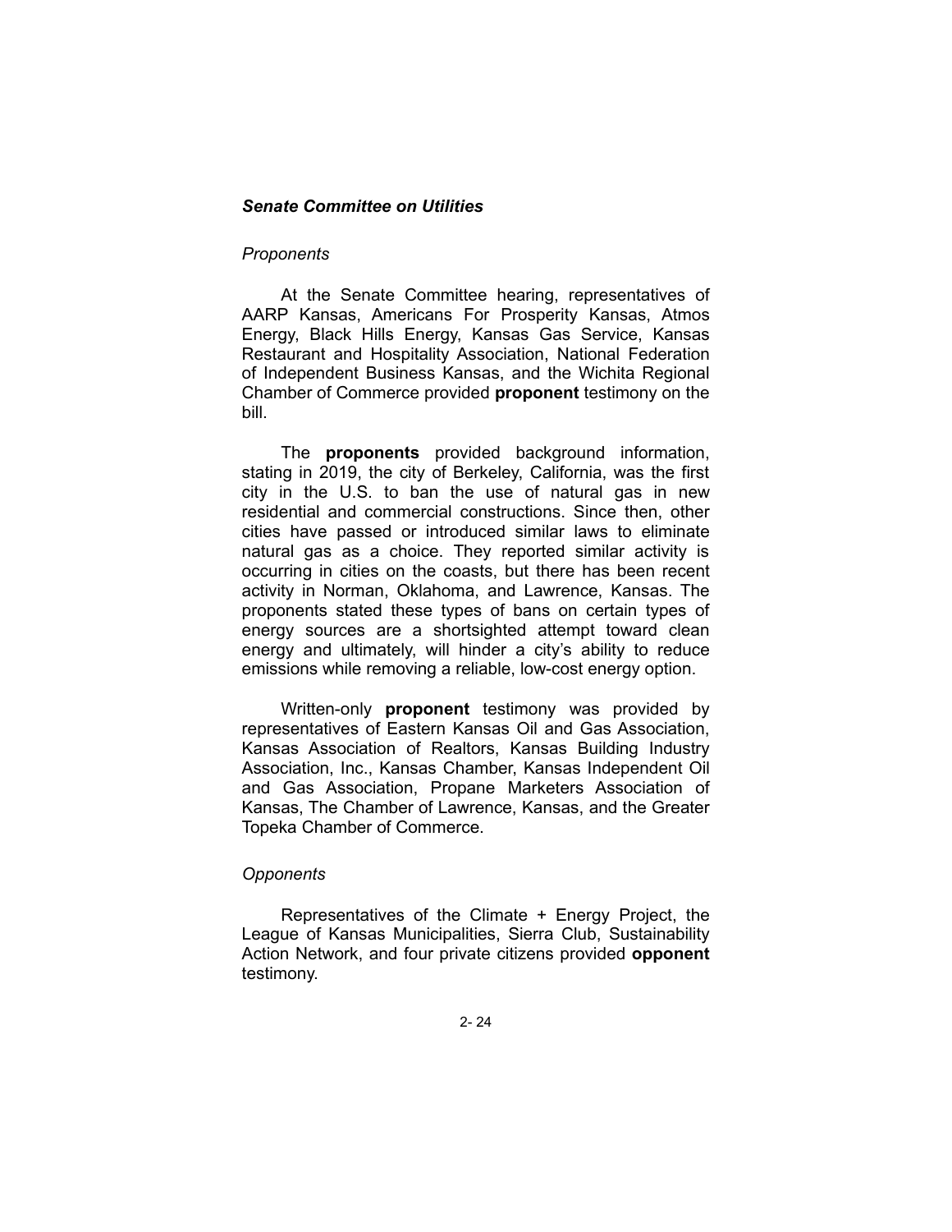### *Senate Committee on Utilities*

*Proponents*

At the Senate Committee hearing, representatives of AARP Kansas, Americans For Prosperity Kansas, Atmos Energy, Black Hills Energy, Kansas Gas Service, Kansas Restaurant and Hospitality Association, National Federation of Independent Business Kansas, and the Wichita Regional Chamber of Commerce provided **proponent** testimony on the bill.

The **proponents** provided background information, stating in 2019, the city of Berkeley, California, was the first city in the U.S. to ban the use of natural gas in new residential and commercial constructions. Since then, other cities have passed or introduced similar laws to eliminate natural gas as a choice. They reported similar activity is occurring in cities on the coasts, but there has been recent activity in Norman, Oklahoma, and Lawrence, Kansas. The proponents stated these types of bans on certain types of energy sources are a shortsighted attempt toward clean energy and ultimately, will hinder a city's ability to reduce emissions while removing a reliable, low-cost energy option.

Written-only **proponent** testimony was provided by representatives of Eastern Kansas Oil and Gas Association, Kansas Association of Realtors, Kansas Building Industry Association, Inc., Kansas Chamber, Kansas Independent Oil and Gas Association, Propane Marketers Association of Kansas, The Chamber of Lawrence, Kansas, and the Greater Topeka Chamber of Commerce.

*Opponents*

Representatives of the Climate + Energy Project, the League of Kansas Municipalities, Sierra Club, Sustainability Action Network, and four private citizens provided **opponent** testimony.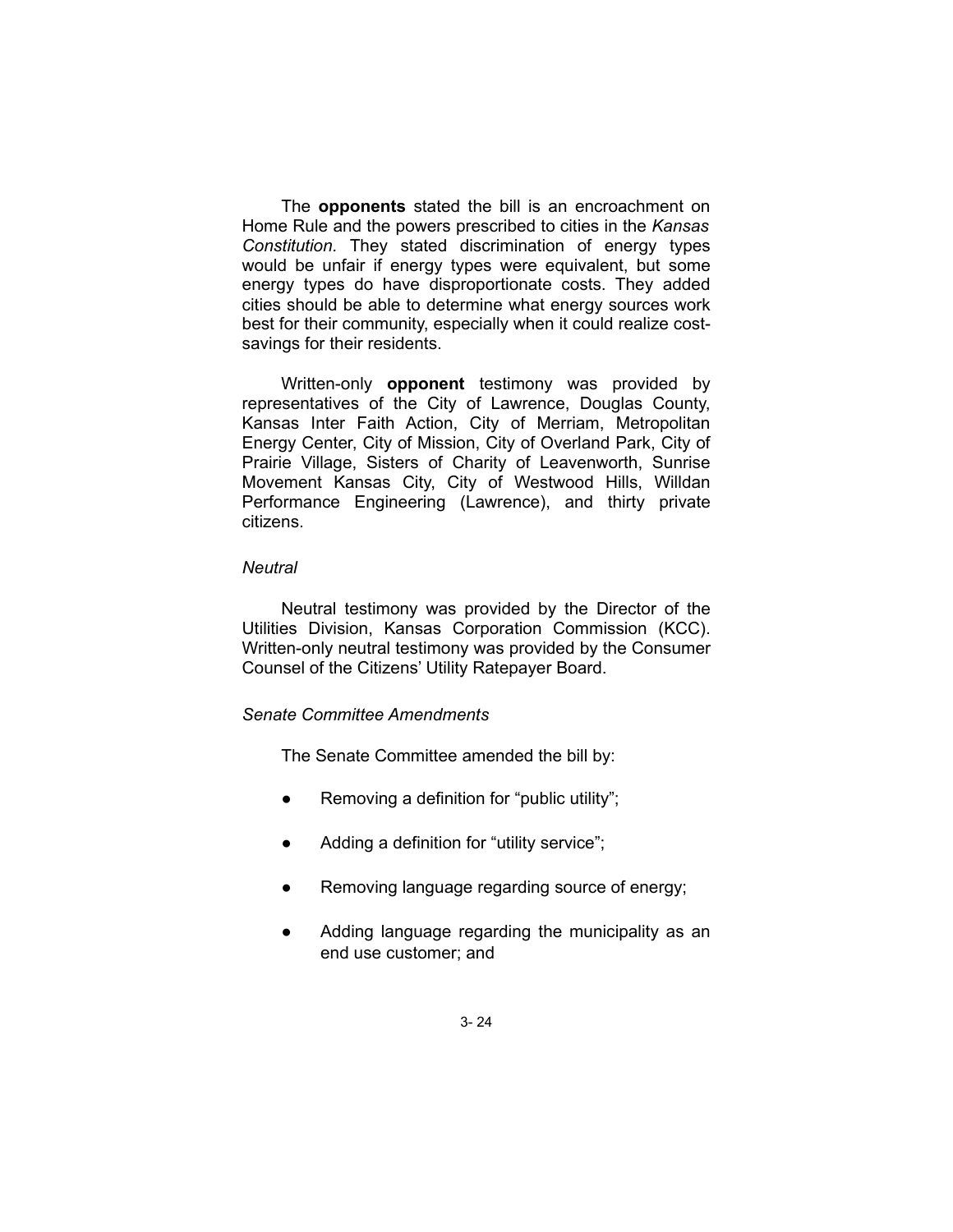The **opponents** stated the bill is an encroachment on Home Rule and the powers prescribed to cities in the *Kansas Constitution.* They stated discrimination of energy types would be unfair if energy types were equivalent, but some energy types do have disproportionate costs. They added cities should be able to determine what energy sources work best for their community, especially when it could realize cost-savings for their residents.

Written-only **opponent** testimony was provided by representatives of the City of Lawrence, Douglas County, Kansas Inter Faith Action, City of Merriam, Metropolitan Energy Center, City of Mission, City of Overland Park, City of Prairie Village, Sisters of Charity of Leavenworth, Sunrise Movement Kansas City, City of Westwood Hills, Willdan Performance Engineering (Lawrence), and thirty private citizens.

*Neutral*

Neutral testimony was provided by the Director of the Utilities Division, Kansas Corporation Commission (KCC). Written-only neutral testimony was provided by the Consumer Counsel of the Citizens' Utility Ratepayer Board.

*Senate Committee Amendments*

The Senate Committee amended the bill by:

- Removing a definition for "public utility";
- Adding a definition for "utility service";
- Removing language regarding source of energy;
- Adding language regarding the municipality as an end use customer; and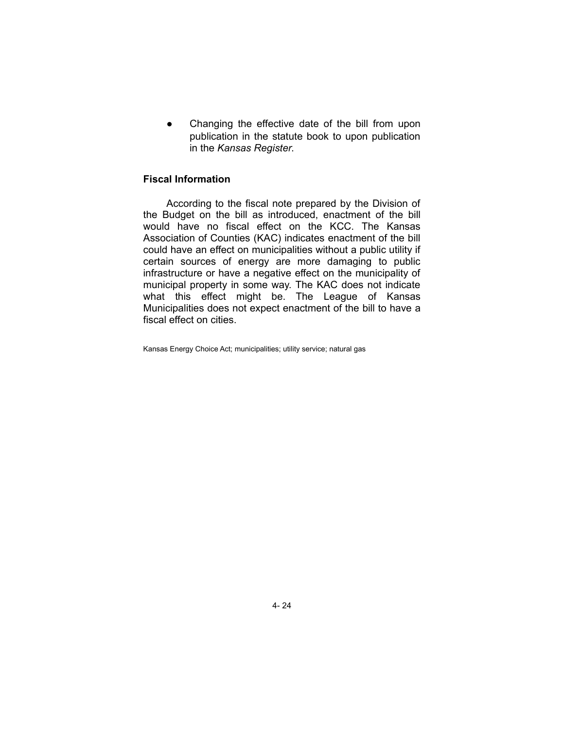- Changing the effective date of the bill from upon publication in the statute book to upon publication in the *Kansas Register*.

### Fiscal Information

According to the fiscal note prepared by the Division of the Budget on the bill as introduced, enactment of the bill would have no fiscal effect on the KCC. The Kansas Association of Counties (KAC) indicates enactment of the bill could have an effect on municipalities without a public utility if certain sources of energy are more damaging to public infrastructure or have a negative effect on the municipality of municipal property in some way. The KAC does not indicate what this effect might be. The League of Kansas Municipalities does not expect enactment of the bill to have a fiscal effect on cities.

Kansas Energy Choice Act; municipalities; utility service; natural gas